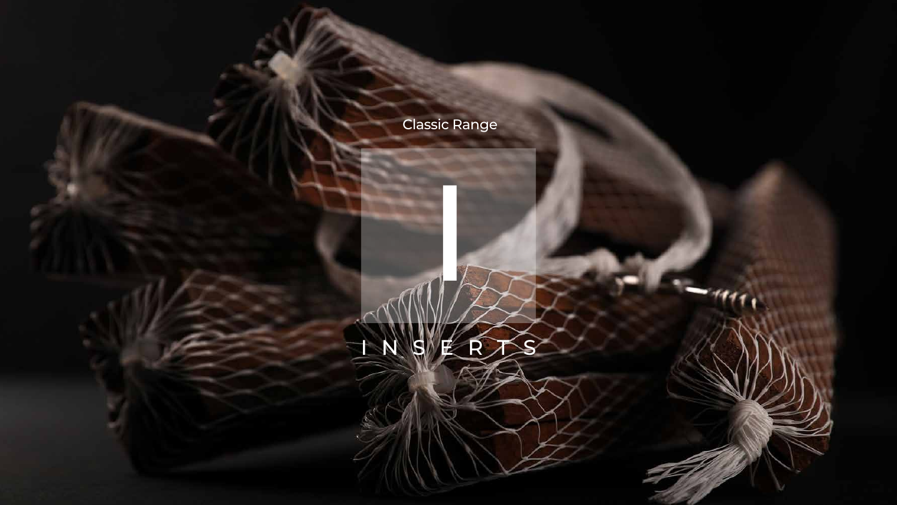Classic Range

# I

INSERTS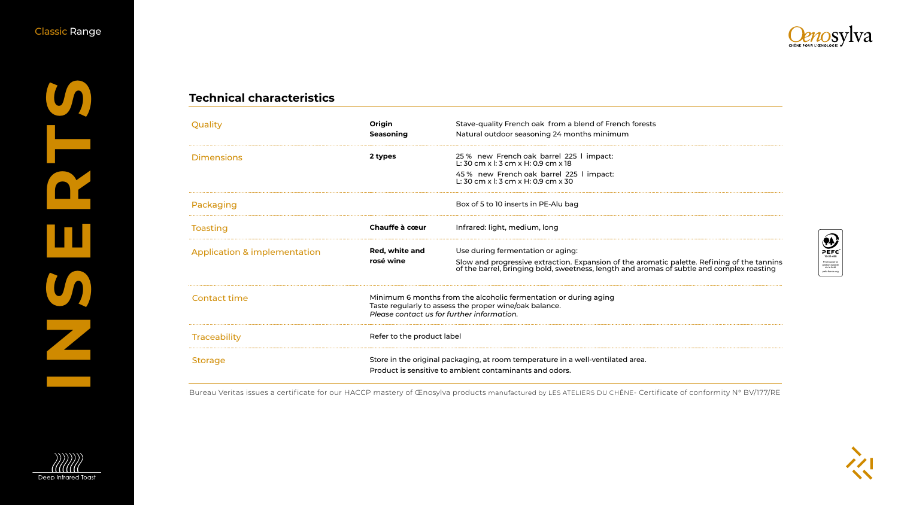Classic Range

# INSERTS

## Technical characteristics

| | | |
|---|---|---|
| Quality | **Origin**<br>**Seasoning** | Stave-quality French oak from a blend of French forests<br>Natural outdoor seasoning 24 months minimum |
| Dimensions | **2 types** | 25 % new French oak barrel 225 l impact:<br>L: 30 cm x l: 3 cm x H: 0.9 cm x 18<br>45 % new French oak barrel 225 l impact:<br>L: 30 cm x l: 3 cm x H: 0.9 cm x 30 |
| Packaging | | Box of 5 to 10 inserts in PE-Alu bag |
| Toasting | **Chauffe à cœur** | Infrared: light, medium, long |
| Application & implementation | **Red, white and rosé wine** | Use during fermentation or aging:<br>Slow and progressive extraction. Expansion of the aromatic palette. Refining of the tannins of the barrel, bringing bold, sweetness, length and aromas of subtle and complex roasting |
| Contact time | Minimum 6 months from the alcoholic fermentation or during aging<br>Taste regularly to assess the proper wine/oak balance.<br>*Please contact us for further information.* | |
| Traceability | Refer to the product label | |
| Storage | Store in the original packaging, at room temperature in a well-ventilated area.<br>Product is sensitive to ambient contaminants and odors. | |

Bureau Veritas issues a certificate for our HACCP mastery of Œnosylva products manufactured by LES ATELIERS DU CHÊNE- Certificate of conformity N° BV/177/RE

Deep Infrared Toast